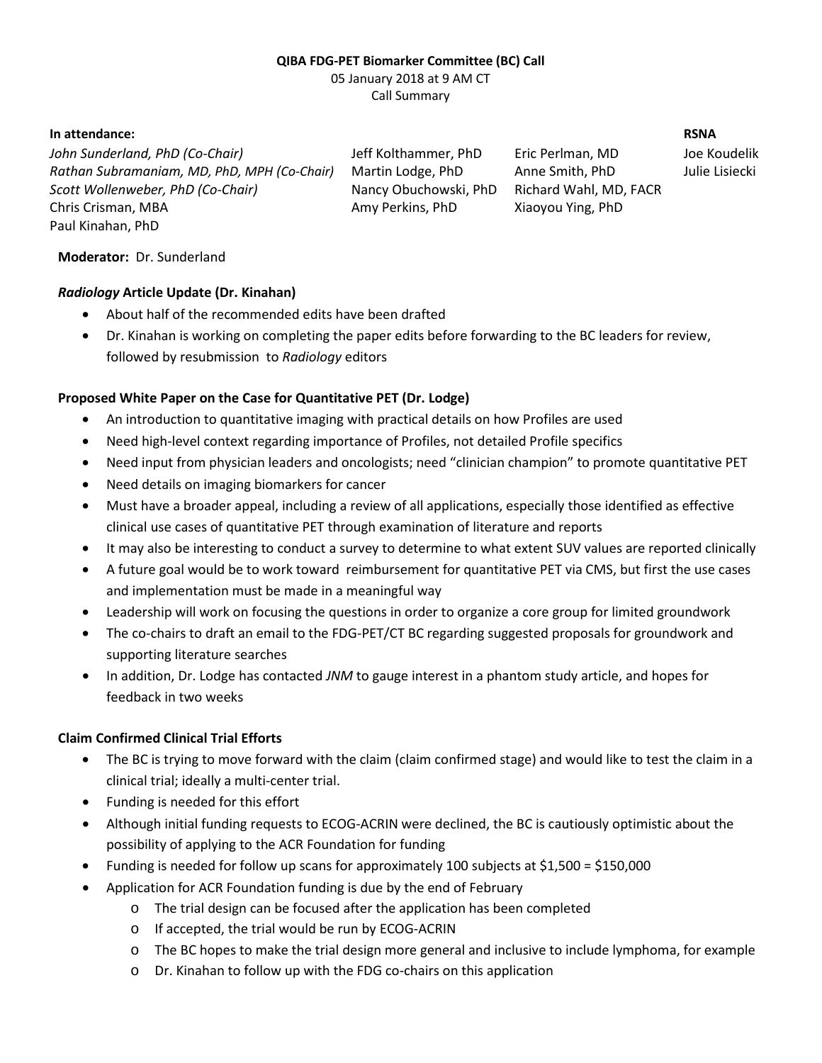**QIBA FDG-PET Biomarker Committee (BC) Call**

05 January 2018 at 9 AM CT

Call Summary

**In attendance:**

| | | | **RSNA** |
|---|---|---|---|
| *John Sunderland, PhD (Co-Chair)* | Jeff Kolthammer, PhD | Eric Perlman, MD | Joe Koudelik |
| *Rathan Subramaniam, MD, PhD, MPH (Co-Chair)* | Martin Lodge, PhD | Anne Smith, PhD | Julie Lisiecki |
| *Scott Wollenweber, PhD (Co-Chair)* | Nancy Obuchowski, PhD | Richard Wahl, MD, FACR | |
| Chris Crisman, MBA | Amy Perkins, PhD | Xiaoyou Ying, PhD | |
| Paul Kinahan, PhD | | | |

**Moderator:** Dr. Sunderland

**_Radiology_ Article Update (Dr. Kinahan)**

- About half of the recommended edits have been drafted
- Dr. Kinahan is working on completing the paper edits before forwarding to the BC leaders for review, followed by resubmission to *Radiology* editors

**Proposed White Paper on the Case for Quantitative PET (Dr. Lodge)**

- An introduction to quantitative imaging with practical details on how Profiles are used
- Need high-level context regarding importance of Profiles, not detailed Profile specifics
- Need input from physician leaders and oncologists; need "clinician champion" to promote quantitative PET
- Need details on imaging biomarkers for cancer
- Must have a broader appeal, including a review of all applications, especially those identified as effective clinical use cases of quantitative PET through examination of literature and reports
- It may also be interesting to conduct a survey to determine to what extent SUV values are reported clinically
- A future goal would be to work toward reimbursement for quantitative PET via CMS, but first the use cases and implementation must be made in a meaningful way
- Leadership will work on focusing the questions in order to organize a core group for limited groundwork
- The co-chairs to draft an email to the FDG-PET/CT BC regarding suggested proposals for groundwork and supporting literature searches
- In addition, Dr. Lodge has contacted *JNM* to gauge interest in a phantom study article, and hopes for feedback in two weeks

**Claim Confirmed Clinical Trial Efforts**

- The BC is trying to move forward with the claim (claim confirmed stage) and would like to test the claim in a clinical trial; ideally a multi-center trial.
- Funding is needed for this effort
- Although initial funding requests to ECOG-ACRIN were declined, the BC is cautiously optimistic about the possibility of applying to the ACR Foundation for funding
- Funding is needed for follow up scans for approximately 100 subjects at $1,500 = $150,000
- Application for ACR Foundation funding is due by the end of February
  - The trial design can be focused after the application has been completed
  - If accepted, the trial would be run by ECOG-ACRIN
  - The BC hopes to make the trial design more general and inclusive to include lymphoma, for example
  - Dr. Kinahan to follow up with the FDG co-chairs on this application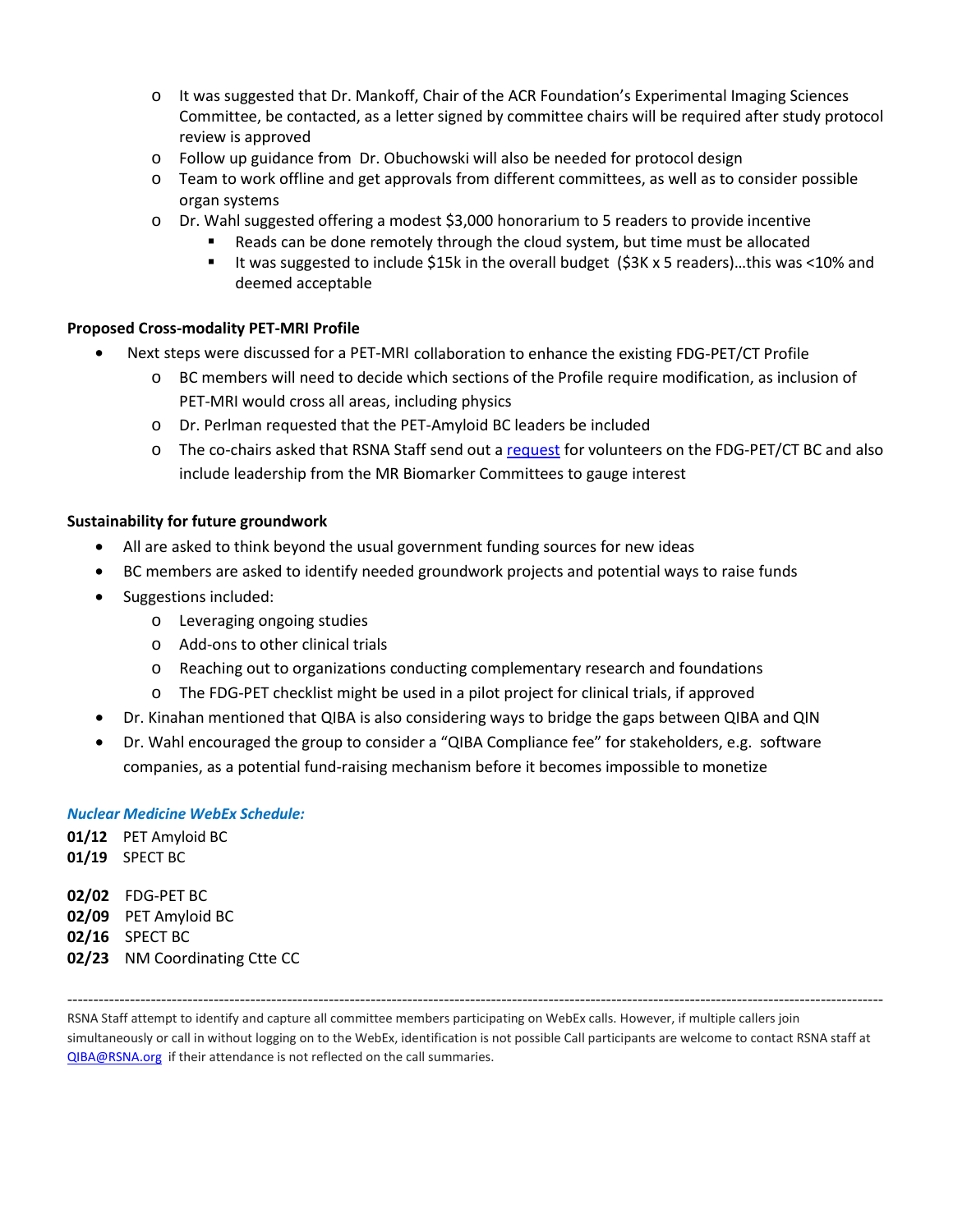- It was suggested that Dr. Mankoff, Chair of the ACR Foundation's Experimental Imaging Sciences Committee, be contacted, as a letter signed by committee chairs will be required after study protocol review is approved
  - Follow up guidance from Dr. Obuchowski will also be needed for protocol design
  - Team to work offline and get approvals from different committees, as well as to consider possible organ systems
  - Dr. Wahl suggested offering a modest $3,000 honorarium to 5 readers to provide incentive
    - Reads can be done remotely through the cloud system, but time must be allocated
    - It was suggested to include $15k in the overall budget ($3K x 5 readers)…this was <10% and deemed acceptable

**Proposed Cross-modality PET-MRI Profile**

- Next steps were discussed for a PET-MRI collaboration to enhance the existing FDG-PET/CT Profile
  - BC members will need to decide which sections of the Profile require modification, as inclusion of PET-MRI would cross all areas, including physics
  - Dr. Perlman requested that the PET-Amyloid BC leaders be included
  - The co-chairs asked that RSNA Staff send out a request for volunteers on the FDG-PET/CT BC and also include leadership from the MR Biomarker Committees to gauge interest

**Sustainability for future groundwork**

- All are asked to think beyond the usual government funding sources for new ideas
- BC members are asked to identify needed groundwork projects and potential ways to raise funds
- Suggestions included:
  - Leveraging ongoing studies
  - Add-ons to other clinical trials
  - Reaching out to organizations conducting complementary research and foundations
  - The FDG-PET checklist might be used in a pilot project for clinical trials, if approved
- Dr. Kinahan mentioned that QIBA is also considering ways to bridge the gaps between QIBA and QIN
- Dr. Wahl encouraged the group to consider a "QIBA Compliance fee" for stakeholders, e.g. software companies, as a potential fund-raising mechanism before it becomes impossible to monetize

***Nuclear Medicine WebEx Schedule:***

**01/12** PET Amyloid BC
**01/19** SPECT BC

**02/02** FDG-PET BC
**02/09** PET Amyloid BC
**02/16** SPECT BC
**02/23** NM Coordinating Ctte CC

---

RSNA Staff attempt to identify and capture all committee members participating on WebEx calls. However, if multiple callers join simultaneously or call in without logging on to the WebEx, identification is not possible Call participants are welcome to contact RSNA staff at QIBA@RSNA.org if their attendance is not reflected on the call summaries.